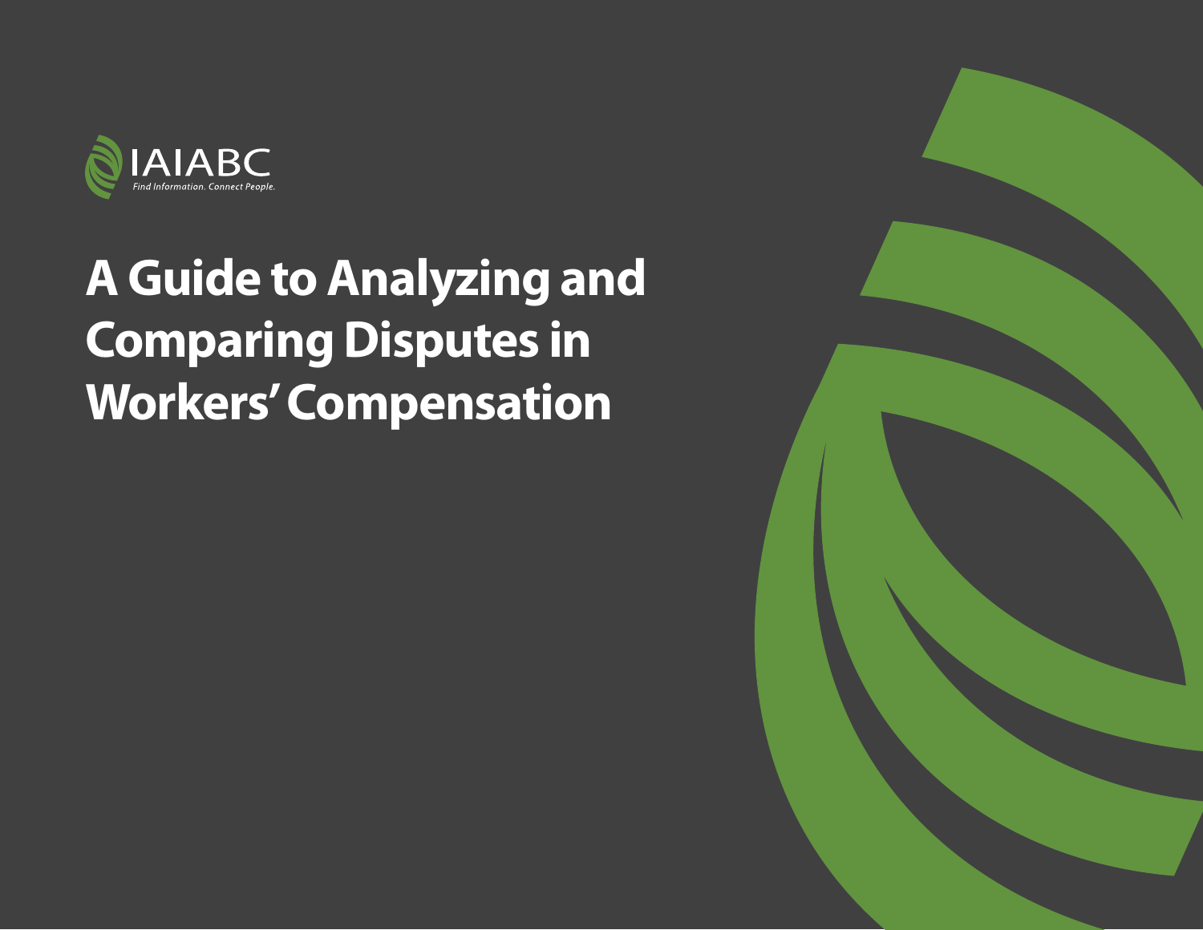IAIABC

*Find Information. Connect People.*

# A Guide to Analyzing and Comparing Disputes in Workers' Compensation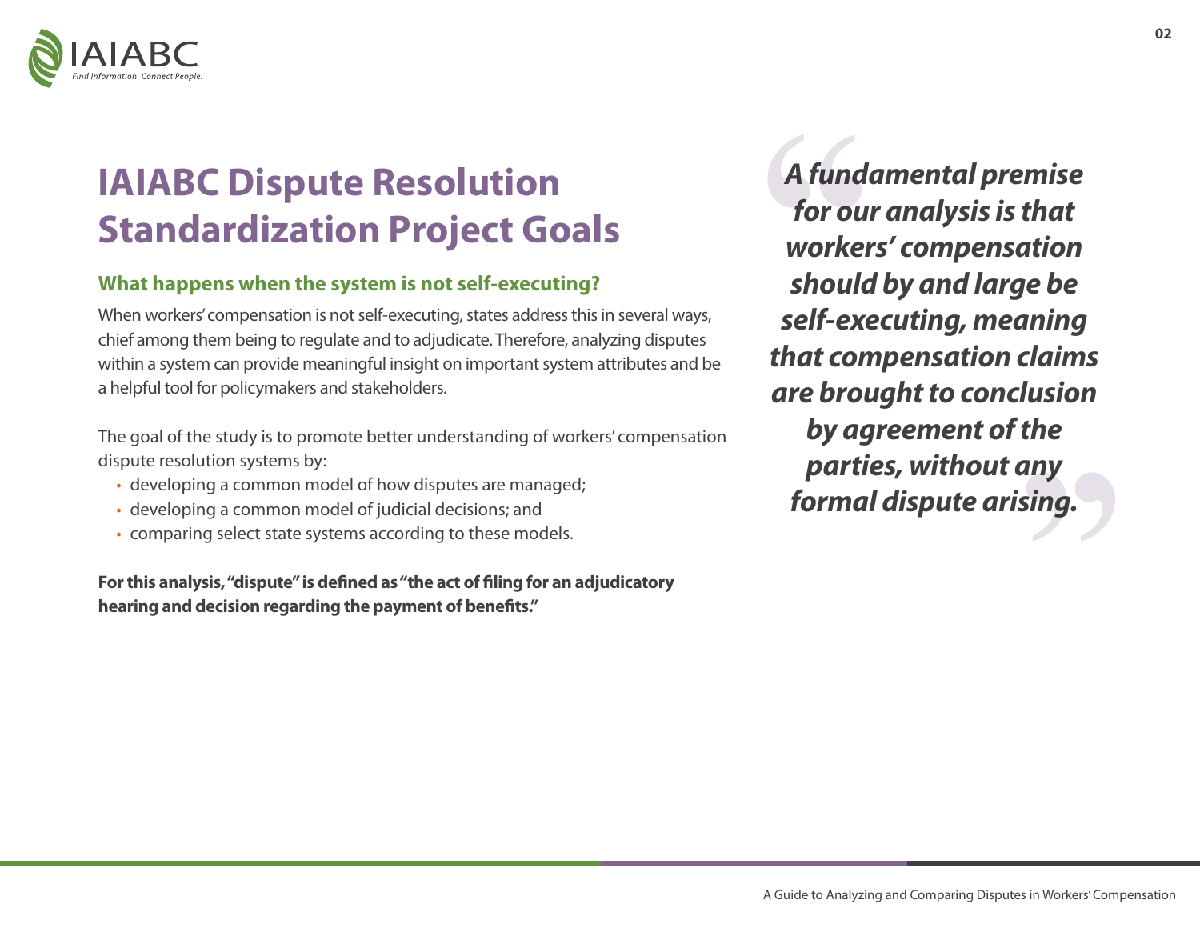# IAIABC Dispute Resolution Standardization Project Goals

### What happens when the system is not self-executing?

When workers' compensation is not self-executing, states address this in several ways, chief among them being to regulate and to adjudicate. Therefore, analyzing disputes within a system can provide meaningful insight on important system attributes and be a helpful tool for policymakers and stakeholders.

The goal of the study is to promote better understanding of workers' compensation dispute resolution systems by:

- developing a common model of how disputes are managed;
- developing a common model of judicial decisions; and
- comparing select state systems according to these models.

**For this analysis, "dispute" is defined as "the act of filing for an adjudicatory hearing and decision regarding the payment of benefits."**

> ***A fundamental premise for our analysis is that workers' compensation should by and large be self-executing, meaning that compensation claims are brought to conclusion by agreement of the parties, without any formal dispute arising.***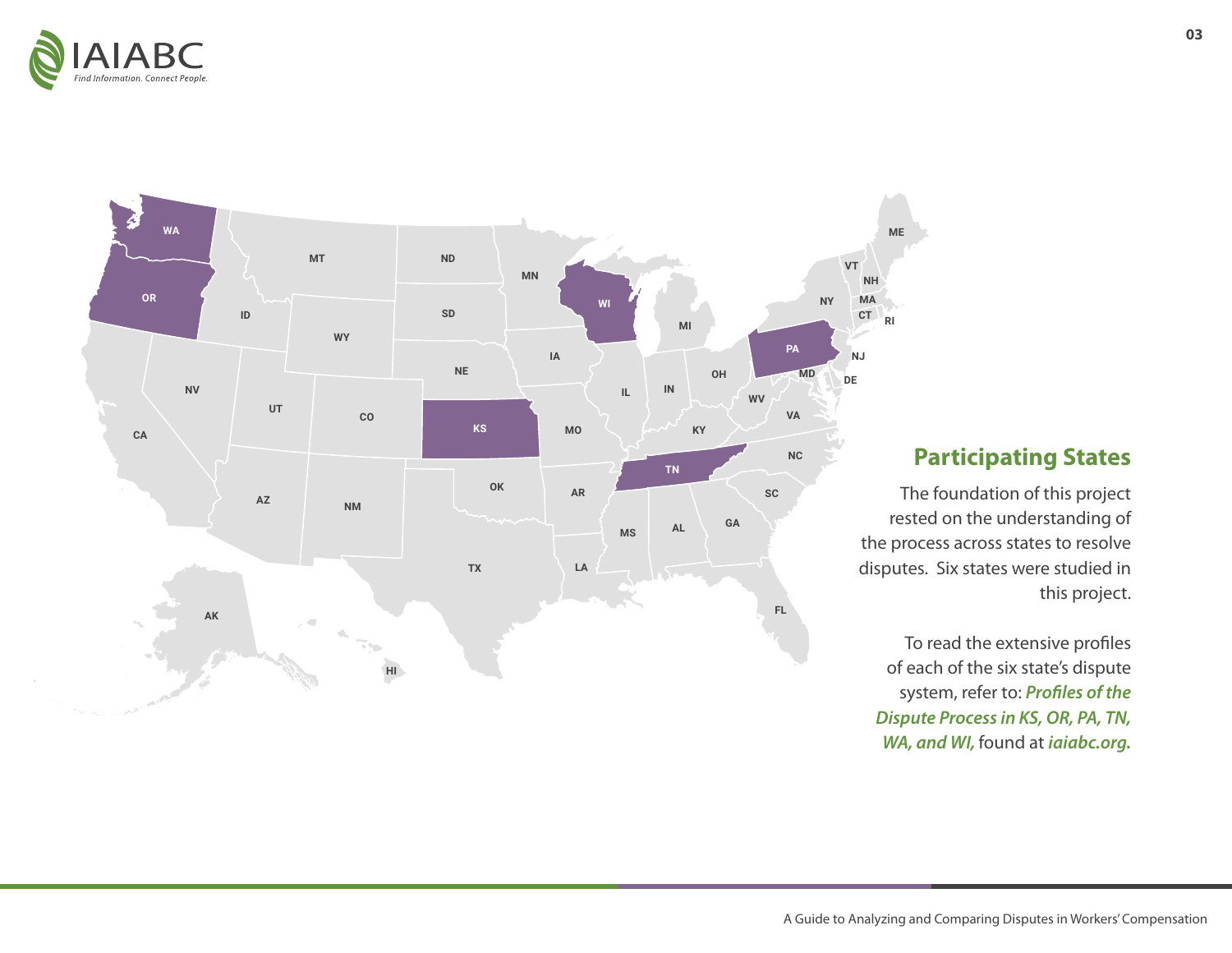## Participating States

The foundation of this project rested on the understanding of the process across states to resolve disputes. Six states were studied in this project.

To read the extensive profiles of each of the six state's dispute system, refer to: ***Profiles of the Dispute Process in KS, OR, PA, TN, WA, and WI,*** found at ***iaiabc.org.***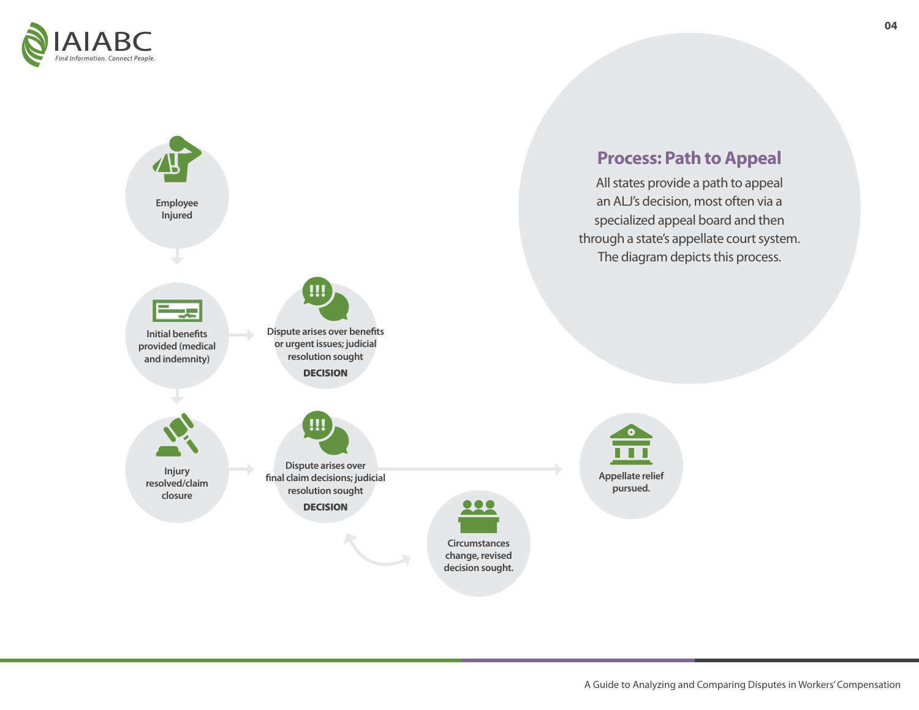## Process: Path to Appeal

All states provide a path to appeal an ALJ's decision, most often via a specialized appeal board and then through a state's appellate court system. The diagram depicts this process.

Employee Injured

Initial benefits provided (medical and indemnity)

Dispute arises over benefits or urgent issues; judicial resolution sought

**DECISION**

Injury resolved/claim closure

Dispute arises over final claim decisions; judicial resolution sought

**DECISION**

Circumstances change, revised decision sought.

Appellate relief pursued.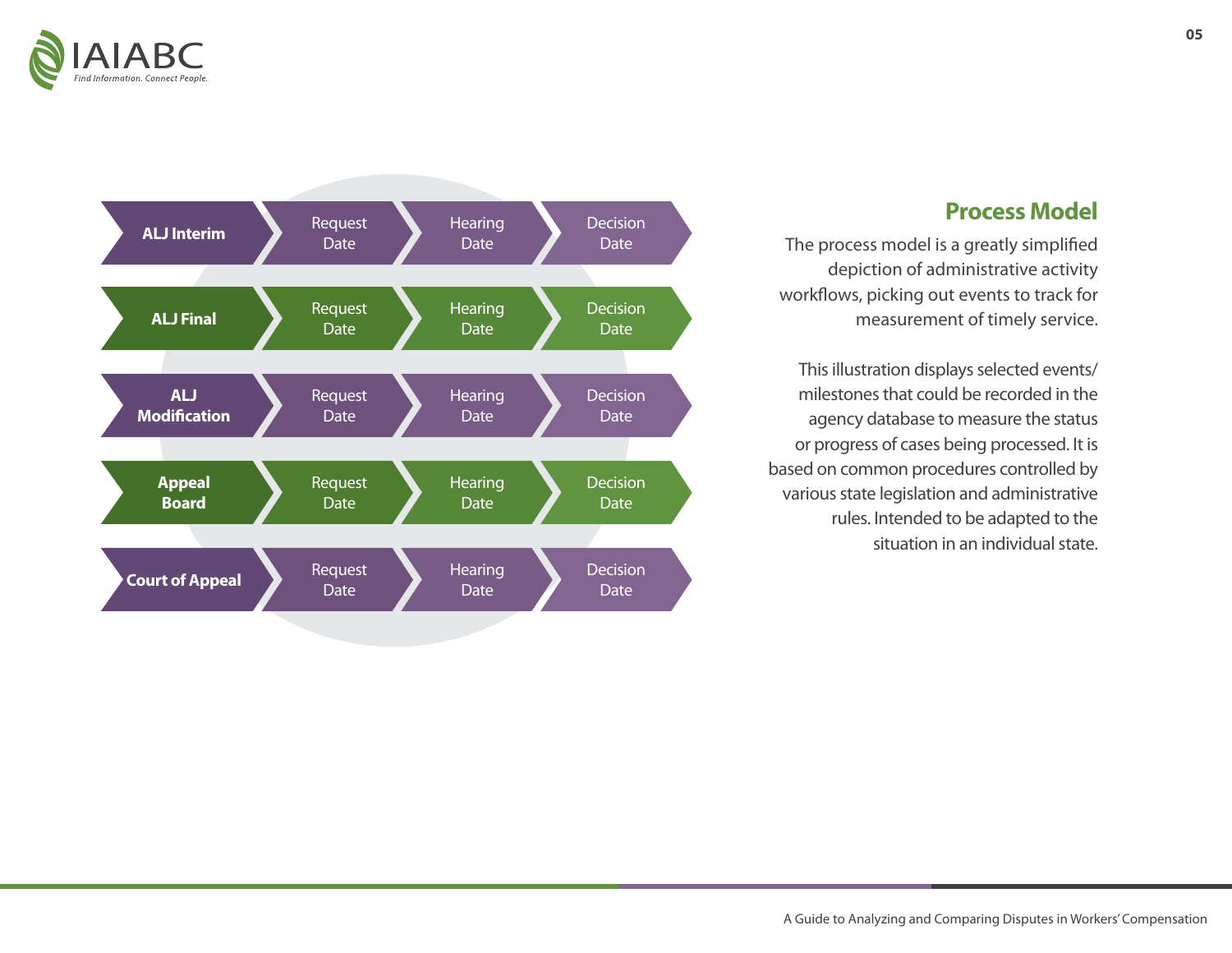| ALJ Interim | Request Date | Hearing Date | Decision Date |
|---|---|---|---|
| ALJ Final | Request Date | Hearing Date | Decision Date |
| ALJ Modification | Request Date | Hearing Date | Decision Date |
| Appeal Board | Request Date | Hearing Date | Decision Date |
| Court of Appeal | Request Date | Hearing Date | Decision Date |

## Process Model

The process model is a greatly simplified depiction of administrative activity workflows, picking out events to track for measurement of timely service.

This illustration displays selected events/milestones that could be recorded in the agency database to measure the status or progress of cases being processed. It is based on common procedures controlled by various state legislation and administrative rules. Intended to be adapted to the situation in an individual state.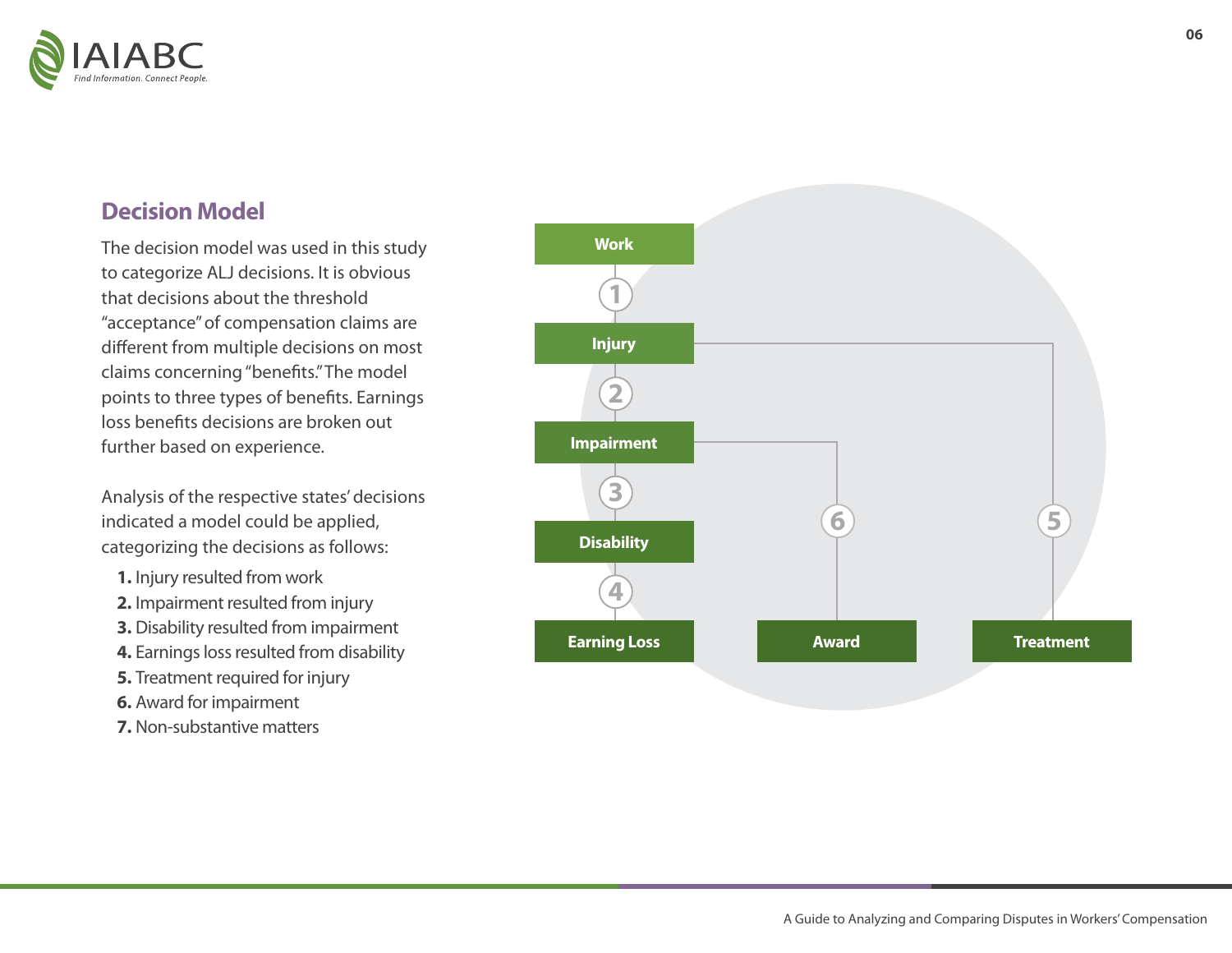## Decision Model

The decision model was used in this study to categorize ALJ decisions. It is obvious that decisions about the threshold "acceptance" of compensation claims are different from multiple decisions on most claims concerning "benefits." The model points to three types of benefits. Earnings loss benefits decisions are broken out further based on experience.

Analysis of the respective states' decisions indicated a model could be applied, categorizing the decisions as follows:

1. Injury resulted from work
2. Impairment resulted from injury
3. Disability resulted from impairment
4. Earnings loss resulted from disability
5. Treatment required for injury
6. Award for impairment
7. Non-substantive matters

Work
1
Injury
2
Impairment
3
Disability
4
Earning Loss
6
Award
5
Treatment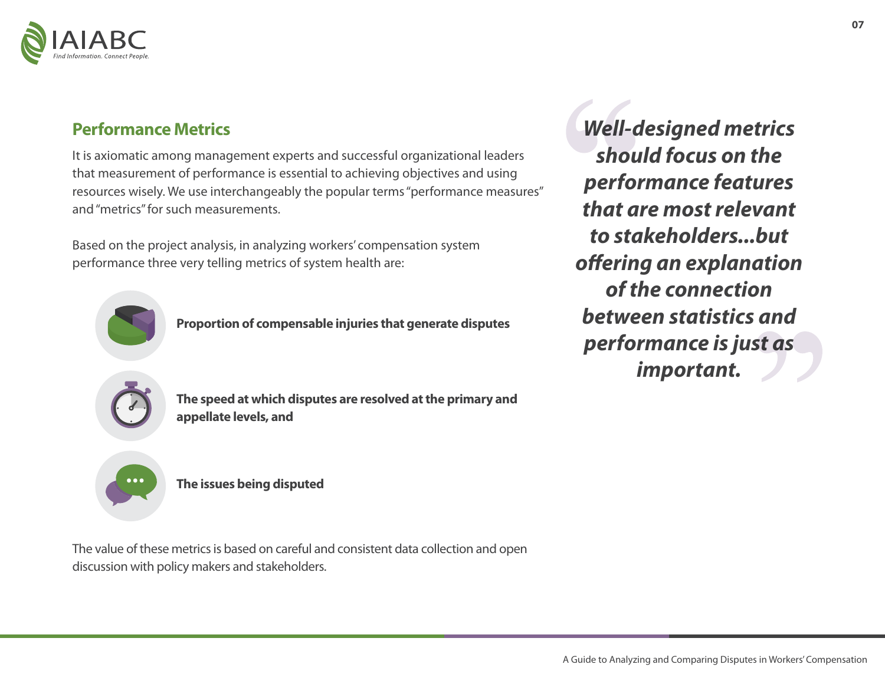## Performance Metrics

It is axiomatic among management experts and successful organizational leaders that measurement of performance is essential to achieving objectives and using resources wisely. We use interchangeably the popular terms "performance measures" and "metrics" for such measurements.

Based on the project analysis, in analyzing workers' compensation system performance three very telling metrics of system health are:

- **Proportion of compensable injuries that generate disputes**
- **The speed at which disputes are resolved at the primary and appellate levels, and**
- **The issues being disputed**

The value of these metrics is based on careful and consistent data collection and open discussion with policy makers and stakeholders.

> ***Well-designed metrics should focus on the performance features that are most relevant to stakeholders...but offering an explanation of the connection between statistics and performance is just as important.***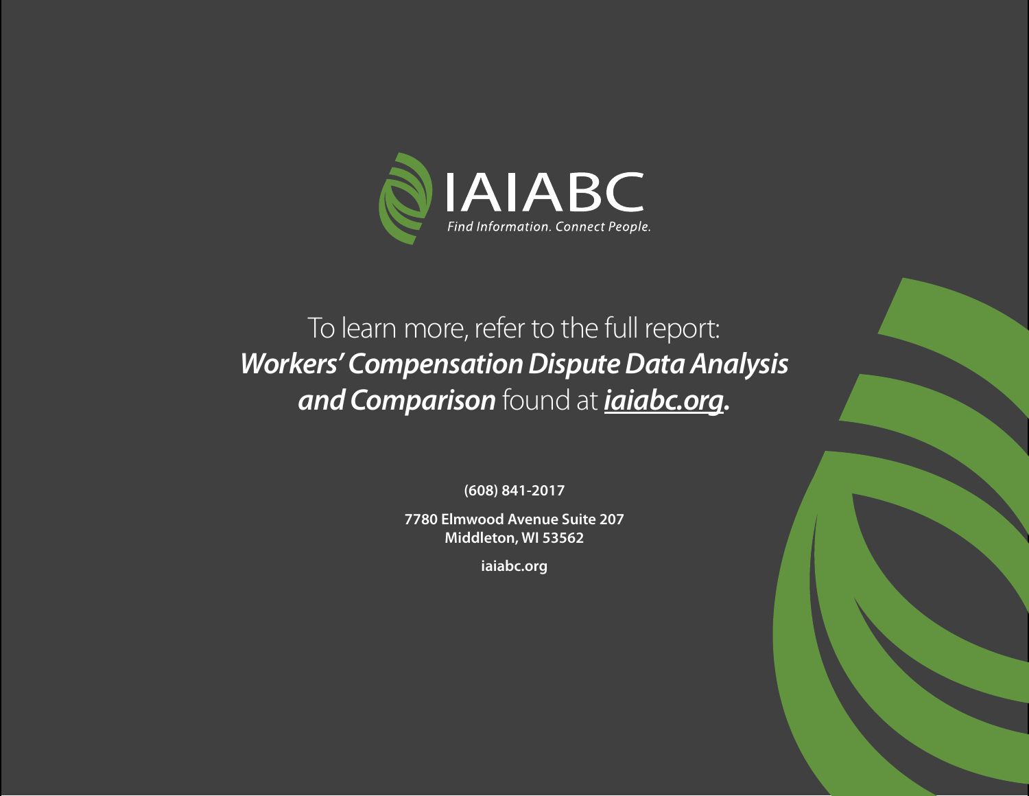IAIABC

*Find Information. Connect People.*

To learn more, refer to the full report:
***Workers' Compensation Dispute Data Analysis and Comparison*** found at ***iaiabc.org***.

**(608) 841-2017**

**7780 Elmwood Avenue Suite 207**
**Middleton, WI 53562**

**iaiabc.org**